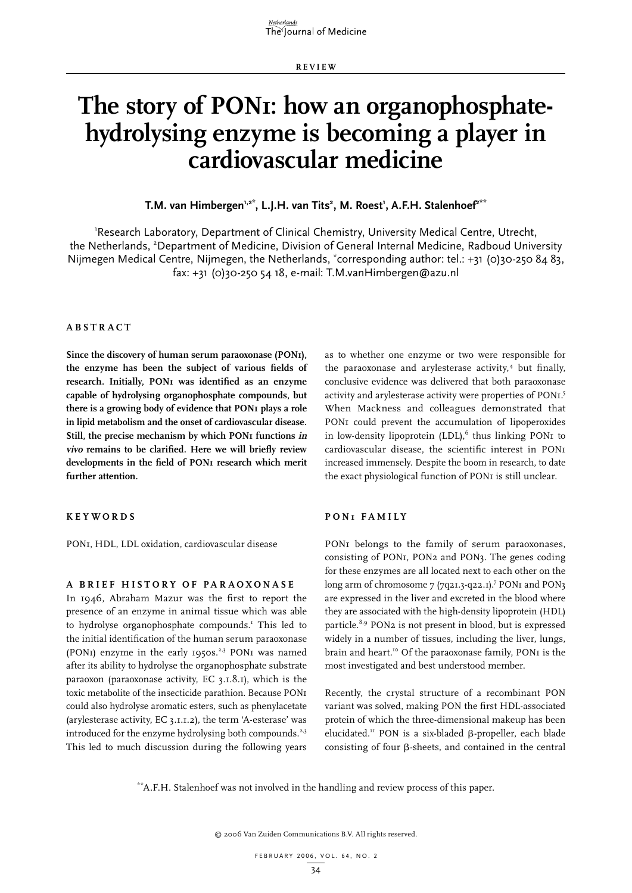REVIEW

# The story of PON1: how an organophosphate-hydrolysing enzyme is becoming a player in cardiovascular medicine

**T.M. van Himbergen[1,2*], L.J.H. van Tits[2], M. Roest[1], A.F.H. Stalenhoef[2**]**

[1]Research Laboratory, Department of Clinical Chemistry, University Medical Centre, Utrecht, the Netherlands, [2]Department of Medicine, Division of General Internal Medicine, Radboud University Nijmegen Medical Centre, Nijmegen, the Netherlands, [*]corresponding author: tel.: +31 (0)30-250 84 83, fax: +31 (0)30-250 54 18, e-mail: T.M.vanHimbergen@azu.nl

## ABSTRACT

**Since the discovery of human serum paraoxonase (PON1), the enzyme has been the subject of various fields of research. Initially, PON1 was identified as an enzyme capable of hydrolysing organophosphate compounds, but there is a growing body of evidence that PON1 plays a role in lipid metabolism and the onset of cardiovascular disease. Still, the precise mechanism by which PON1 functions *in vivo* remains to be clarified. Here we will briefly review developments in the field of PON1 research which merit further attention.**

## KEYWORDS

PON1, HDL, LDL oxidation, cardiovascular disease

## A BRIEF HISTORY OF PARAOXONASE

In 1946, Abraham Mazur was the first to report the presence of an enzyme in animal tissue which was able to hydrolyse organophosphate compounds.[1] This led to the initial identification of the human serum paraoxonase (PON1) enzyme in the early 1950s.[2,3] PON1 was named after its ability to hydrolyse the organophosphate substrate paraoxon (paraoxonase activity, EC 3.1.8.1), which is the toxic metabolite of the insecticide parathion. Because PON1 could also hydrolyse aromatic esters, such as phenylacetate (arylesterase activity, EC 3.1.1.2), the term 'A-esterase' was introduced for the enzyme hydrolysing both compounds.[2,3] This led to much discussion during the following years as to whether one enzyme or two were responsible for the paraoxonase and arylesterase activity,[4] but finally, conclusive evidence was delivered that both paraoxonase activity and arylesterase activity were properties of PON1.[5] When Mackness and colleagues demonstrated that PON1 could prevent the accumulation of lipoperoxides in low-density lipoprotein (LDL),[6] thus linking PON1 to cardiovascular disease, the scientific interest in PON1 increased immensely. Despite the boom in research, to date the exact physiological function of PON1 is still unclear.

## PON1 FAMILY

PON1 belongs to the family of serum paraoxonases, consisting of PON1, PON2 and PON3. The genes coding for these enzymes are all located next to each other on the long arm of chromosome 7 (7q21.3-q22.1).[7] PON1 and PON3 are expressed in the liver and excreted in the blood where they are associated with the high-density lipoprotein (HDL) particle.[8,9] PON2 is not present in blood, but is expressed widely in a number of tissues, including the liver, lungs, brain and heart.[10] Of the paraoxonase family, PON1 is the most investigated and best understood member.

Recently, the crystal structure of a recombinant PON variant was solved, making PON the first HDL-associated protein of which the three-dimensional makeup has been elucidated.[11] PON is a six-bladed β-propeller, each blade consisting of four β-sheets, and contained in the central

[**]A.F.H. Stalenhoef was not involved in the handling and review process of this paper.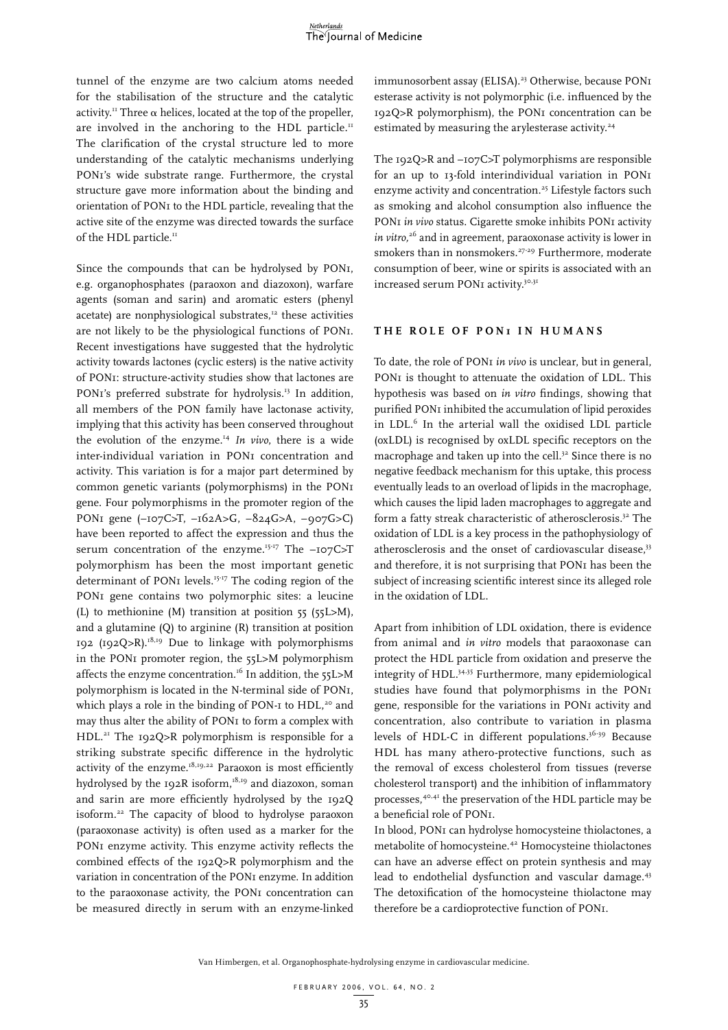tunnel of the enzyme are two calcium atoms needed for the stabilisation of the structure and the catalytic activity.[11] Three α helices, located at the top of the propeller, are involved in the anchoring to the HDL particle.[11] The clarification of the crystal structure led to more understanding of the catalytic mechanisms underlying PON1's wide substrate range. Furthermore, the crystal structure gave more information about the binding and orientation of PON1 to the HDL particle, revealing that the active site of the enzyme was directed towards the surface of the HDL particle.[11]

Since the compounds that can be hydrolysed by PON1, e.g. organophosphates (paraoxon and diazoxon), warfare agents (soman and sarin) and aromatic esters (phenyl acetate) are nonphysiological substrates,[12] these activities are not likely to be the physiological functions of PON1. Recent investigations have suggested that the hydrolytic activity towards lactones (cyclic esters) is the native activity of PON1: structure-activity studies show that lactones are PON1's preferred substrate for hydrolysis.[13] In addition, all members of the PON family have lactonase activity, implying that this activity has been conserved throughout the evolution of the enzyme.[14] *In vivo*, there is a wide inter-individual variation in PON1 concentration and activity. This variation is for a major part determined by common genetic variants (polymorphisms) in the PON1 gene. Four polymorphisms in the promoter region of the PON1 gene (–107C>T, –162A>G, –824G>A, –907G>C) have been reported to affect the expression and thus the serum concentration of the enzyme.[15-17] The –107C>T polymorphism has been the most important genetic determinant of PON1 levels.[15-17] The coding region of the PON1 gene contains two polymorphic sites: a leucine (L) to methionine (M) transition at position 55 (55L>M), and a glutamine (Q) to arginine (R) transition at position 192 (192Q>R).[18,19] Due to linkage with polymorphisms in the PON1 promoter region, the 55L>M polymorphism affects the enzyme concentration.[16] In addition, the 55L>M polymorphism is located in the N-terminal side of PON1, which plays a role in the binding of PON-1 to HDL,[20] and may thus alter the ability of PON1 to form a complex with HDL.[21] The 192Q>R polymorphism is responsible for a striking substrate specific difference in the hydrolytic activity of the enzyme.[18,19,22] Paraoxon is most efficiently hydrolysed by the 192R isoform,[18,19] and diazoxon, soman and sarin are more efficiently hydrolysed by the 192Q isoform.[22] The capacity of blood to hydrolyse paraoxon (paraoxonase activity) is often used as a marker for the PON1 enzyme activity. This enzyme activity reflects the combined effects of the 192Q>R polymorphism and the variation in concentration of the PON1 enzyme. In addition to the paraoxonase activity, the PON1 concentration can be measured directly in serum with an enzyme-linked immunosorbent assay (ELISA).[23] Otherwise, because PON1 esterase activity is not polymorphic (i.e. influenced by the 192Q>R polymorphism), the PON1 concentration can be estimated by measuring the arylesterase activity.[24]

The 192Q>R and –107C>T polymorphisms are responsible for an up to 13-fold interindividual variation in PON1 enzyme activity and concentration.[25] Lifestyle factors such as smoking and alcohol consumption also influence the PON1 *in vivo* status. Cigarette smoke inhibits PON1 activity *in vitro*,[26] and in agreement, paraoxonase activity is lower in smokers than in nonsmokers.[27-29] Furthermore, moderate consumption of beer, wine or spirits is associated with an increased serum PON1 activity.[30,31]

## THE ROLE OF PON1 IN HUMANS

To date, the role of PON1 *in vivo* is unclear, but in general, PON1 is thought to attenuate the oxidation of LDL. This hypothesis was based on *in vitro* findings, showing that purified PON1 inhibited the accumulation of lipid peroxides in LDL.[6] In the arterial wall the oxidised LDL particle (oxLDL) is recognised by oxLDL specific receptors on the macrophage and taken up into the cell.[32] Since there is no negative feedback mechanism for this uptake, this process eventually leads to an overload of lipids in the macrophage, which causes the lipid laden macrophages to aggregate and form a fatty streak characteristic of atherosclerosis.[32] The oxidation of LDL is a key process in the pathophysiology of atherosclerosis and the onset of cardiovascular disease,[33] and therefore, it is not surprising that PON1 has been the subject of increasing scientific interest since its alleged role in the oxidation of LDL.

Apart from inhibition of LDL oxidation, there is evidence from animal and *in vitro* models that paraoxonase can protect the HDL particle from oxidation and preserve the integrity of HDL.[34,35] Furthermore, many epidemiological studies have found that polymorphisms in the PON1 gene, responsible for the variations in PON1 activity and concentration, also contribute to variation in plasma levels of HDL-C in different populations.[36-39] Because HDL has many athero-protective functions, such as the removal of excess cholesterol from tissues (reverse cholesterol transport) and the inhibition of inflammatory processes,[40,41] the preservation of the HDL particle may be a beneficial role of PON1.

In blood, PON1 can hydrolyse homocysteine thiolactones, a metabolite of homocysteine.[42] Homocysteine thiolactones can have an adverse effect on protein synthesis and may lead to endothelial dysfunction and vascular damage.[43] The detoxification of the homocysteine thiolactone may therefore be a cardioprotective function of PON1.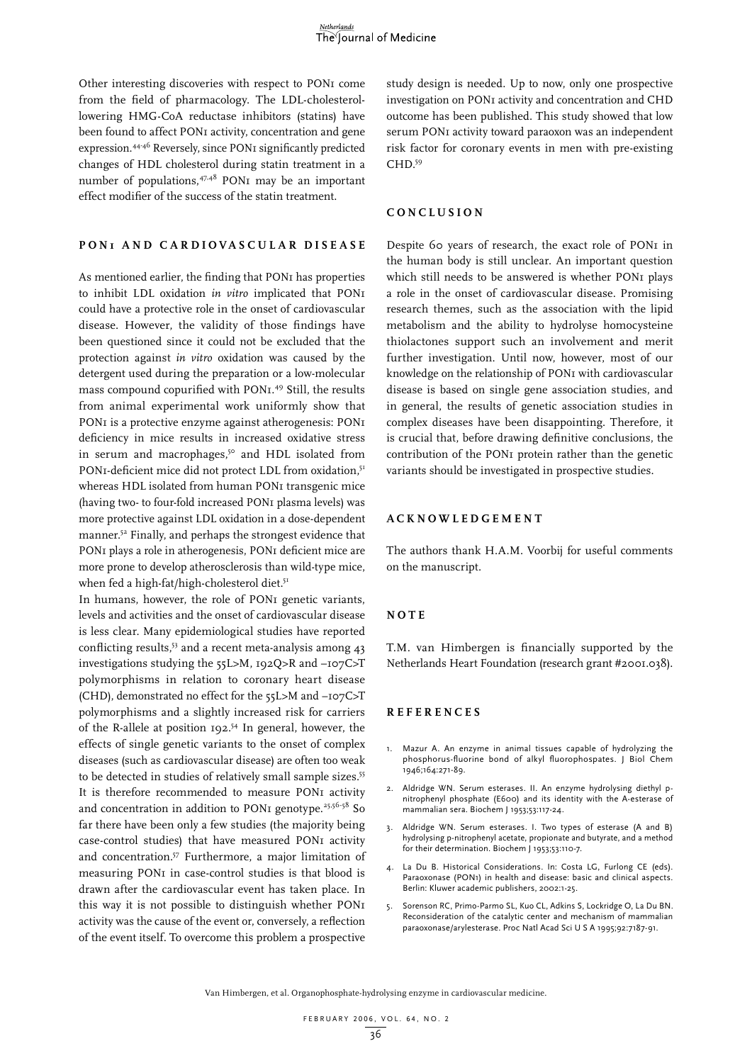Other interesting discoveries with respect to PON1 come from the field of pharmacology. The LDL-cholesterol-lowering HMG-CoA reductase inhibitors (statins) have been found to affect PON1 activity, concentration and gene expression.[44-46] Reversely, since PON1 significantly predicted changes of HDL cholesterol during statin treatment in a number of populations,[47,48] PON1 may be an important effect modifier of the success of the statin treatment.

## PON1 AND CARDIOVASCULAR DISEASE

As mentioned earlier, the finding that PON1 has properties to inhibit LDL oxidation *in vitro* implicated that PON1 could have a protective role in the onset of cardiovascular disease. However, the validity of those findings have been questioned since it could not be excluded that the protection against *in vitro* oxidation was caused by the detergent used during the preparation or a low-molecular mass compound copurified with PON1.[49] Still, the results from animal experimental work uniformly show that PON1 is a protective enzyme against atherogenesis: PON1 deficiency in mice results in increased oxidative stress in serum and macrophages,[50] and HDL isolated from PON1-deficient mice did not protect LDL from oxidation,[51] whereas HDL isolated from human PON1 transgenic mice (having two- to four-fold increased PON1 plasma levels) was more protective against LDL oxidation in a dose-dependent manner.[52] Finally, and perhaps the strongest evidence that PON1 plays a role in atherogenesis, PON1 deficient mice are more prone to develop atherosclerosis than wild-type mice, when fed a high-fat/high-cholesterol diet.[51]

In humans, however, the role of PON1 genetic variants, levels and activities and the onset of cardiovascular disease is less clear. Many epidemiological studies have reported conflicting results,[53] and a recent meta-analysis among 43 investigations studying the 55L>M, 192Q>R and –107C>T polymorphisms in relation to coronary heart disease (CHD), demonstrated no effect for the 55L>M and –107C>T polymorphisms and a slightly increased risk for carriers of the R-allele at position 192.[54] In general, however, the effects of single genetic variants to the onset of complex diseases (such as cardiovascular disease) are often too weak to be detected in studies of relatively small sample sizes.[55] It is therefore recommended to measure PON1 activity and concentration in addition to PON1 genotype.[25,56-58] So far there have been only a few studies (the majority being case-control studies) that have measured PON1 activity and concentration.[57] Furthermore, a major limitation of measuring PON1 in case-control studies is that blood is drawn after the cardiovascular event has taken place. In this way it is not possible to distinguish whether PON1 activity was the cause of the event or, conversely, a reflection of the event itself. To overcome this problem a prospective study design is needed. Up to now, only one prospective investigation on PON1 activity and concentration and CHD outcome has been published. This study showed that low serum PON1 activity toward paraoxon was an independent risk factor for coronary events in men with pre-existing CHD.[59]

## CONCLUSION

Despite 60 years of research, the exact role of PON1 in the human body is still unclear. An important question which still needs to be answered is whether PON1 plays a role in the onset of cardiovascular disease. Promising research themes, such as the association with the lipid metabolism and the ability to hydrolyse homocysteine thiolactones support such an involvement and merit further investigation. Until now, however, most of our knowledge on the relationship of PON1 with cardiovascular disease is based on single gene association studies, and in general, the results of genetic association studies in complex diseases have been disappointing. Therefore, it is crucial that, before drawing definitive conclusions, the contribution of the PON1 protein rather than the genetic variants should be investigated in prospective studies.

## ACKNOWLEDGEMENT

The authors thank H.A.M. Voorbij for useful comments on the manuscript.

## NOTE

T.M. van Himbergen is financially supported by the Netherlands Heart Foundation (research grant #2001.038).

## REFERENCES

1. Mazur A. An enzyme in animal tissues capable of hydrolyzing the phosphorus-fluorine bond of alkyl fluorophospates. J Biol Chem 1946;164:271-89.
2. Aldridge WN. Serum esterases. II. An enzyme hydrolysing diethyl p-nitrophenyl phosphate (E600) and its identity with the A-esterase of mammalian sera. Biochem J 1953;53:117-24.
3. Aldridge WN. Serum esterases. I. Two types of esterase (A and B) hydrolysing p-nitrophenyl acetate, propionate and butyrate, and a method for their determination. Biochem J 1953;53:110-7.
4. La Du B. Historical Considerations. In: Costa LG, Furlong CE (eds). Paraoxonase (PON1) in health and disease: basic and clinical aspects. Berlin: Kluwer academic publishers, 2002:1-25.
5. Sorenson RC, Primo-Parmo SL, Kuo CL, Adkins S, Lockridge O, La Du BN. Reconsideration of the catalytic center and mechanism of mammalian paraoxonase/arylesterase. Proc Natl Acad Sci U S A 1995;92:7187-91.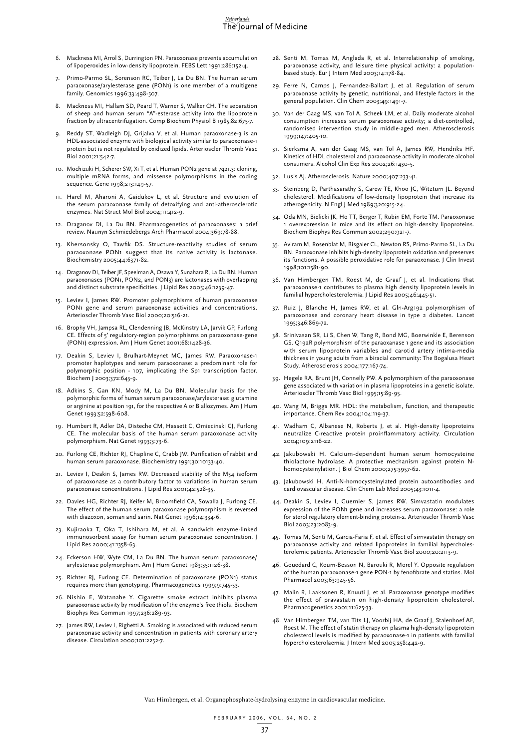6. Mackness MI, Arrol S, Durrington PN. Paraoxonase prevents accumulation of lipoperoxides in low-density lipoprotein. FEBS Lett 1991;286:152-4.
7. Primo-Parmo SL, Sorenson RC, Teiber J, La Du BN. The human serum paraoxonase/arylesterase gene (PON1) is one member of a multigene family. Genomics 1996;33:498-507.
8. Mackness MI, Hallam SD, Peard T, Warner S, Walker CH. The separation of sheep and human serum "A"-esterase activity into the lipoprotein fraction by ultracentrifugation. Comp Biochem Physiol B 1985;82:675-7.
9. Reddy ST, Wadleigh DJ, Grijalva V, et al. Human paraoxonase-3 is an HDL-associated enzyme with biological activity similar to paraoxonase-1 protein but is not regulated by oxidized lipids. Arterioscler Thromb Vasc Biol 2001;21:542-7.
10. Mochizuki H, Scherer SW, Xi T, et al. Human PON2 gene at 7q21.3: cloning, multiple mRNA forms, and missense polymorphisms in the coding sequence. Gene 1998;213:149-57.
11. Harel M, Aharoni A, Gaidukov L, et al. Structure and evolution of the serum paraoxonase family of detoxifying and anti-atherosclerotic enzymes. Nat Struct Mol Biol 2004;11:412-9.
12. Draganov DI, La Du BN. Pharmacogenetics of paraoxonases: a brief review. Naunyn Schmiedebergs Arch Pharmacol 2004;369:78-88.
13. Khersonsky O, Tawfik DS. Structure-reactivity studies of serum paraoxonase PON1 suggest that its native activity is lactonase. Biochemistry 2005;44:6371-82.
14. Draganov DI, Teiber JF, Speelman A, Osawa Y, Sunahara R, La Du BN. Human paraoxonases (PON1, PON2, and PON3) are lactonases with overlapping and distinct substrate specificities. J Lipid Res 2005;46:1239-47.
15. Leviev I, James RW. Promoter polymorphisms of human paraoxonase PON1 gene and serum paraoxonase activities and concentrations. Arterioscler Thromb Vasc Biol 2000;20:516-21.
16. Brophy VH, Jampsa RL, Clendenning JB, McKinstry LA, Jarvik GP, Furlong CE. Effects of 5' regulatory-region polymorphisms on paraoxonase-gene (PON1) expression. Am J Hum Genet 2001;68:1428-36.
17. Deakin S, Leviev I, Brulhart-Meynet MC, James RW. Paraoxonase-1 promoter haplotypes and serum paraoxonase: a predominant role for polymorphic position - 107, implicating the Sp1 transcription factor. Biochem J 2003;372:643-9.
18. Adkins S, Gan KN, Mody M, La Du BN. Molecular basis for the polymorphic forms of human serum paraoxonase/arylesterase: glutamine or arginine at position 191, for the respective A or B allozymes. Am J Hum Genet 1993;52:598-608.
19. Humbert R, Adler DA, Disteche CM, Hassett C, Omiecinski CJ, Furlong CE. The molecular basis of the human serum paraoxonase activity polymorphism. Nat Genet 1993;3:73-6.
20. Furlong CE, Richter RJ, Chapline C, Crabb JW. Purification of rabbit and human serum paraoxonase. Biochemistry 1991;30:10133-40.
21. Leviev I, Deakin S, James RW. Decreased stability of the M54 isoform of paraoxonase as a contributory factor to variations in human serum paraoxonase concentrations. J Lipid Res 2001;42:528-35.
22. Davies HG, Richter RJ, Keifer M, Broomfield CA, Sowalla J, Furlong CE. The effect of the human serum paraoxonase polymorphism is reversed with diazoxon, soman and sarin. Nat Genet 1996;14:334-6.
23. Kujiraoka T, Oka T, Ishihara M, et al. A sandwich enzyme-linked immunosorbent assay for human serum paraoxonase concentration. J Lipid Res 2000;41:1358-63.
24. Eckerson HW, Wyte CM, La Du BN. The human serum paraoxonase/arylesterase polymorphism. Am J Hum Genet 1983;35:1126-38.
25. Richter RJ, Furlong CE. Determination of paraoxonase (PON1) status requires more than genotyping. Pharmacogenetics 1999;9:745-53.
26. Nishio E, Watanabe Y. Cigarette smoke extract inhibits plasma paraoxonase activity by modification of the enzyme's free thiols. Biochem Biophys Res Commun 1997;236:289-93.
27. James RW, Leviev I, Righetti A. Smoking is associated with reduced serum paraoxonase activity and concentration in patients with coronary artery disease. Circulation 2000;101:2252-7.
28. Senti M, Tomas M, Anglada R, et al. Interrelationship of smoking, paraoxonase activity, and leisure time physical activity: a population-based study. Eur J Intern Med 2003;14:178-84.
29. Ferre N, Camps J, Fernandez-Ballart J, et al. Regulation of serum paraoxonase activity by genetic, nutritional, and lifestyle factors in the general population. Clin Chem 2003;49:1491-7.
30. Van der Gaag MS, van Tol A, Scheek LM, et al. Daily moderate alcohol consumption increases serum paraoxonase activity; a diet-controlled, randomised intervention study in middle-aged men. Atherosclerosis 1999;147:405-10.
31. Sierksma A, van der Gaag MS, van Tol A, James RW, Hendriks HF. Kinetics of HDL cholesterol and paraoxonase activity in moderate alcohol consumers. Alcohol Clin Exp Res 2002;26:1430-5.
32. Lusis AJ. Atherosclerosis. Nature 2000;407:233-41.
33. Steinberg D, Parthasarathy S, Carew TE, Khoo JC, Witztum JL. Beyond cholesterol. Modifications of low-density lipoprotein that increase its atherogenicity. N Engl J Med 1989;320:915-24.
34. Oda MN, Bielicki JK, Ho TT, Berger T, Rubin EM, Forte TM. Paraoxonase 1 overexpression in mice and its effect on high-density lipoproteins. Biochem Biophys Res Commun 2002;290:921-7.
35. Aviram M, Rosenblat M, Bisgaier CL, Newton RS, Primo-Parmo SL, La Du BN. Paraoxonase inhibits high-density lipoprotein oxidation and preserves its functions. A possible peroxidative role for paraoxonase. J Clin Invest 1998;101:1581-90.
36. Van Himbergen TM, Roest M, de Graaf J, et al. Indications that paraoxonase-1 contributes to plasma high density lipoprotein levels in familial hypercholesterolemia. J Lipid Res 2005;46:445-51.
37. Ruiz J, Blanche H, James RW, et al. Gln-Arg192 polymorphism of paraoxonase and coronary heart disease in type 2 diabetes. Lancet 1995;346:869-72.
38. Srinivasan SR, Li S, Chen W, Tang R, Bond MG, Boerwinkle E, Berenson GS. Q192R polymorphism of the paraoxanase 1 gene and its association with serum lipoprotein variables and carotid artery intima-media thickness in young adults from a biracial community: The Bogalusa Heart Study. Atherosclerosis 2004;177:167-74.
39. Hegele RA, Brunt JH, Connelly PW. A polymorphism of the paraoxonase gene associated with variation in plasma lipoproteins in a genetic isolate. Arterioscler Thromb Vasc Biol 1995;15:89-95.
40. Wang M, Briggs MR. HDL: the metabolism, function, and therapeutic importance. Chem Rev 2004;104:119-37.
41. Wadham C, Albanese N, Roberts J, et al. High-density lipoproteins neutralize C-reactive protein proinflammatory activity. Circulation 2004;109:2116-22.
42. Jakubowski H. Calcium-dependent human serum homocysteine thiolactone hydrolase. A protective mechanism against protein N-homocysteinylation. J Biol Chem 2000;275:3957-62.
43. Jakubowski H. Anti-N-homocysteinylated protein autoantibodies and cardiovascular disease. Clin Chem Lab Med 2005;43:1011-4.
44. Deakin S, Leviev I, Guernier S, James RW. Simvastatin modulates expression of the PON1 gene and increases serum paraoxonase: a role for sterol regulatory element-binding protein-2. Arterioscler Thromb Vasc Biol 2003;23:2083-9.
45. Tomas M, Senti M, Garcia-Faria F, et al. Effect of simvastatin therapy on paraoxonase activity and related lipoproteins in familial hypercholesterolemic patients. Arterioscler Thromb Vasc Biol 2000;20:2113-9.
46. Gouedard C, Koum-Besson N, Barouki R, Morel Y. Opposite regulation of the human paraoxonase-1 gene PON-1 by fenofibrate and statins. Mol Pharmacol 2003;63:945-56.
47. Malin R, Laaksonen R, Knuuti J, et al. Paraoxonase genotype modifies the effect of pravastatin on high-density lipoprotein cholesterol. Pharmacogenetics 2001;11:625-33.
48. Van Himbergen TM, van Tits LJ, Voorbij HA, de Graaf J, Stalenhoef AF, Roest M. The effect of statin therapy on plasma high-density lipoprotein cholesterol levels is modified by paraoxonase-1 in patients with familial hypercholesterolaemia. J Intern Med 2005;258:442-9.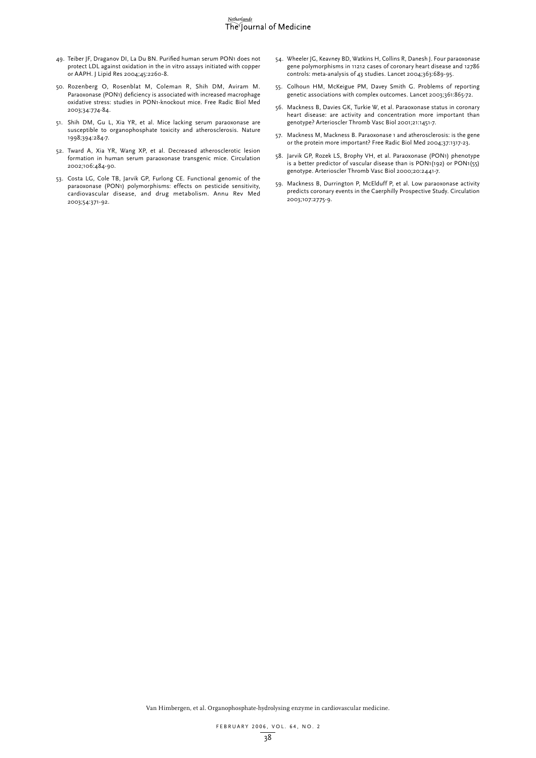49. Teiber JF, Draganov DI, La Du BN. Purified human serum PON1 does not protect LDL against oxidation in the in vitro assays initiated with copper or AAPH. J Lipid Res 2004;45:2260-8.

50. Rozenberg O, Rosenblat M, Coleman R, Shih DM, Aviram M. Paraoxonase (PON1) deficiency is associated with increased macrophage oxidative stress: studies in PON1-knockout mice. Free Radic Biol Med 2003;34:774-84.

51. Shih DM, Gu L, Xia YR, et al. Mice lacking serum paraoxonase are susceptible to organophosphate toxicity and atherosclerosis. Nature 1998;394:284-7.

52. Tward A, Xia YR, Wang XP, et al. Decreased atherosclerotic lesion formation in human serum paraoxonase transgenic mice. Circulation 2002;106:484-90.

53. Costa LG, Cole TB, Jarvik GP, Furlong CE. Functional genomic of the paraoxonase (PON1) polymorphisms: effects on pesticide sensitivity, cardiovascular disease, and drug metabolism. Annu Rev Med 2003;54:371-92.

54. Wheeler JG, Keavney BD, Watkins H, Collins R, Danesh J. Four paraoxonase gene polymorphisms in 11212 cases of coronary heart disease and 12786 controls: meta-analysis of 43 studies. Lancet 2004;363:689-95.

55. Colhoun HM, McKeigue PM, Davey Smith G. Problems of reporting genetic associations with complex outcomes. Lancet 2003;361:865-72.

56. Mackness B, Davies GK, Turkie W, et al. Paraoxonase status in coronary heart disease: are activity and concentration more important than genotype? Arterioscler Thromb Vasc Biol 2001;21:1451-7.

57. Mackness M, Mackness B. Paraoxonase 1 and atherosclerosis: is the gene or the protein more important? Free Radic Biol Med 2004;37:1317-23.

58. Jarvik GP, Rozek LS, Brophy VH, et al. Paraoxonase (PON1) phenotype is a better predictor of vascular disease than is PON1(192) or PON1(55) genotype. Arterioscler Thromb Vasc Biol 2000;20:2441-7.

59. Mackness B, Durrington P, McElduff P, et al. Low paraoxonase activity predicts coronary events in the Caerphilly Prospective Study. Circulation 2003;107:2775-9.